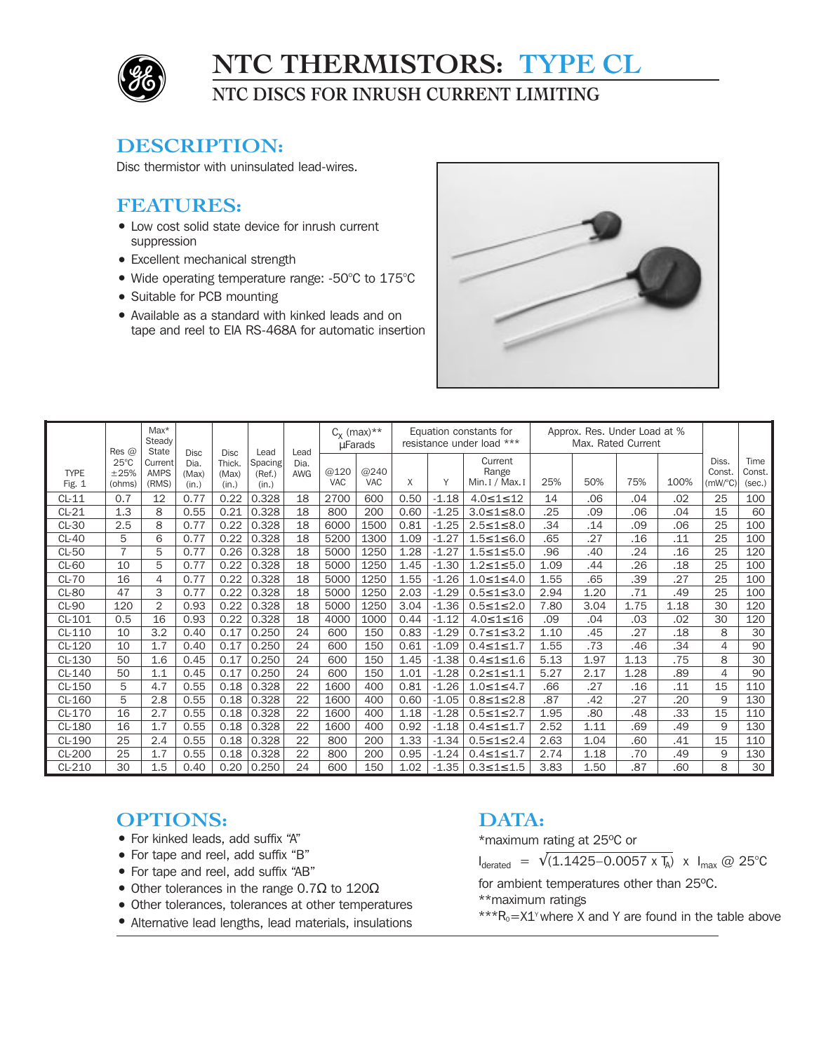# NTC THERMISTORS: TYPE CL

## NTC DISCS FOR INRUSH CURRENT LIMITING

## DESCRIPTION:

Disc thermistor with uninsulated lead-wires.

## FEATURES:

- Low cost solid state device for inrush current suppression
- Excellent mechanical strength
- Wide operating temperature range: -50°C to 175°C
- Suitable for PCB mounting
- Available as a standard with kinked leads and on tape and reel to EIA RS-468A for automatic insertion

| TYPE Fig. 1 | Res @ 25°C ±25% (ohms) | Max* Steady State Current AMPS (RMS) | Disc Dia. (Max) (in.) | Disc Thick. (Max) (in.) | Lead Spacing (Ref.) (in.) | Lead Dia. AWG | $C_X$ (max)** µFarads | | Equation constants for resistance under load *** | | | Approx. Res. Under Load at % Max. Rated Current | | | | Diss. Const. (mW/°C) | Time Const. (sec.) |
|---|---|---|---|---|---|---|---|---|---|---|---|---|---|---|---|---|---|
| | | | | | | | @120 VAC | @240 VAC | X | Y | Current Range Min. I / Max. I | 25% | 50% | 75% | 100% | | |
| CL-11 | 0.7 | 12 | 0.77 | 0.22 | 0.328 | 18 | 2700 | 600 | 0.50 | -1.18 | 4.0≤1≤12 | 14 | .06 | .04 | .02 | 25 | 100 |
| CL-21 | 1.3 | 8 | 0.55 | 0.21 | 0.328 | 18 | 800 | 200 | 0.60 | -1.25 | 3.0≤1≤8.0 | .25 | .09 | .06 | .04 | 15 | 60 |
| CL-30 | 2.5 | 8 | 0.77 | 0.22 | 0.328 | 18 | 6000 | 1500 | 0.81 | -1.25 | 2.5≤1≤8.0 | .34 | .14 | .09 | .06 | 25 | 100 |
| CL-40 | 5 | 6 | 0.77 | 0.22 | 0.328 | 18 | 5200 | 1300 | 1.09 | -1.27 | 1.5≤1≤6.0 | .65 | .27 | .16 | .11 | 25 | 100 |
| CL-50 | 7 | 5 | 0.77 | 0.26 | 0.328 | 18 | 5000 | 1250 | 1.28 | -1.27 | 1.5≤1≤5.0 | .96 | .40 | .24 | .16 | 25 | 120 |
| CL-60 | 10 | 5 | 0.77 | 0.22 | 0.328 | 18 | 5000 | 1250 | 1.45 | -1.30 | 1.2≤1≤5.0 | 1.09 | .44 | .26 | .18 | 25 | 100 |
| CL-70 | 16 | 4 | 0.77 | 0.22 | 0.328 | 18 | 5000 | 1250 | 1.55 | -1.26 | 1.0≤1≤4.0 | 1.55 | .65 | .39 | .27 | 25 | 100 |
| CL-80 | 47 | 3 | 0.77 | 0.22 | 0.328 | 18 | 5000 | 1250 | 2.03 | -1.29 | 0.5≤1≤3.0 | 2.94 | 1.20 | .71 | .49 | 25 | 100 |
| CL-90 | 120 | 2 | 0.93 | 0.22 | 0.328 | 18 | 5000 | 1250 | 3.04 | -1.36 | 0.5≤1≤2.0 | 7.80 | 3.04 | 1.75 | 1.18 | 30 | 120 |
| CL-101 | 0.5 | 16 | 0.93 | 0.22 | 0.328 | 18 | 4000 | 1000 | 0.44 | -1.12 | 4.0≤1≤16 | .09 | .04 | .03 | .02 | 30 | 120 |
| CL-110 | 10 | 3.2 | 0.40 | 0.17 | 0.250 | 24 | 600 | 150 | 0.83 | -1.29 | 0.7≤1≤3.2 | 1.10 | .45 | .27 | .18 | 8 | 30 |
| CL-120 | 10 | 1.7 | 0.40 | 0.17 | 0.250 | 24 | 600 | 150 | 0.61 | -1.09 | 0.4≤1≤1.7 | 1.55 | .73 | .46 | .34 | 4 | 90 |
| CL-130 | 50 | 1.6 | 0.45 | 0.17 | 0.250 | 24 | 600 | 150 | 1.45 | -1.38 | 0.4≤1≤1.6 | 5.13 | 1.97 | 1.13 | .75 | 8 | 30 |
| CL-140 | 50 | 1.1 | 0.45 | 0.17 | 0.250 | 24 | 600 | 150 | 1.01 | -1.28 | 0.2≤1≤1.1 | 5.27 | 2.17 | 1.28 | .89 | 4 | 90 |
| CL-150 | 5 | 4.7 | 0.55 | 0.18 | 0.328 | 22 | 1600 | 400 | 0.81 | -1.26 | 1.0≤1≤4.7 | .66 | .27 | .16 | .11 | 15 | 110 |
| CL-160 | 5 | 2.8 | 0.55 | 0.18 | 0.328 | 22 | 1600 | 400 | 0.60 | -1.05 | 0.8≤1≤2.8 | .87 | .42 | .27 | .20 | 9 | 130 |
| CL-170 | 16 | 2.7 | 0.55 | 0.18 | 0.328 | 22 | 1600 | 400 | 1.18 | -1.28 | 0.5≤1≤2.7 | 1.95 | .80 | .48 | .33 | 15 | 110 |
| CL-180 | 16 | 1.7 | 0.55 | 0.18 | 0.328 | 22 | 1600 | 400 | 0.92 | -1.18 | 0.4≤1≤1.7 | 2.52 | 1.11 | .69 | .49 | 9 | 130 |
| CL-190 | 25 | 2.4 | 0.55 | 0.18 | 0.328 | 22 | 800 | 200 | 1.33 | -1.34 | 0.5≤1≤2.4 | 2.63 | 1.04 | .60 | .41 | 15 | 110 |
| CL-200 | 25 | 1.7 | 0.55 | 0.18 | 0.328 | 22 | 800 | 200 | 0.95 | -1.24 | 0.4≤1≤1.7 | 2.74 | 1.18 | .70 | .49 | 9 | 130 |
| CL-210 | 30 | 1.5 | 0.40 | 0.20 | 0.250 | 24 | 600 | 150 | 1.02 | -1.35 | 0.3≤1≤1.5 | 3.83 | 1.50 | .87 | .60 | 8 | 30 |

## OPTIONS:

- For kinked leads, add suffix "A"
- For tape and reel, add suffix "B"
- For tape and reel, add suffix "AB"
- Other tolerances in the range 0.7Ω to 120Ω
- Other tolerances, tolerances at other temperatures
- Alternative lead lengths, lead materials, insulations

## DATA:

*maximum rating at 25ºC or

$$I_{derated} = \sqrt{(1.1425 - 0.0057 \times T_A)} \times I_{max} \text{ @ } 25°C$$

for ambient temperatures other than 25ºC.

**maximum ratings

***$R_0 = X1^Y$ where X and Y are found in the table above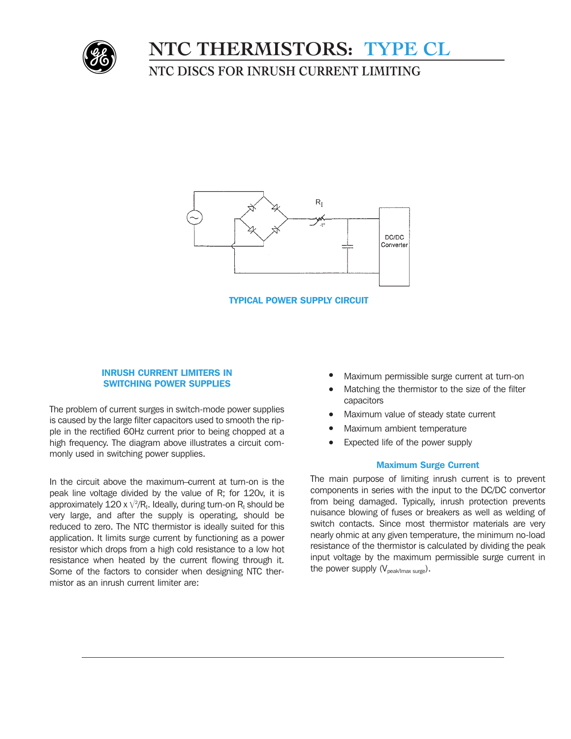# NTC THERMISTORS: TYPE CL

## NTC DISCS FOR INRUSH CURRENT LIMITING

R$_I$

-t°

DC/DC Converter

TYPICAL POWER SUPPLY CIRCUIT

### INRUSH CURRENT LIMITERS IN SWITCHING POWER SUPPLIES

The problem of current surges in switch-mode power supplies is caused by the large filter capacitors used to smooth the ripple in the rectified 60Hz current prior to being chopped at a high frequency. The diagram above illustrates a circuit commonly used in switching power supplies.

In the circuit above the maximum current at turn-on is the peak line voltage divided by the value of R; for 120v, it is approximately $120 \times \sqrt{2}/R_I$. Ideally, during turn-on $R_I$ should be very large, and after the supply is operating, should be reduced to zero. The NTC thermistor is ideally suited for this application. It limits surge current by functioning as a power resistor which drops from a high cold resistance to a low hot resistance when heated by the current flowing through it. Some of the factors to consider when designing NTC thermistor as an inrush current limiter are:

- Maximum permissible surge current at turn-on
- Matching the thermistor to the size of the filter capacitors
- Maximum value of steady state current
- Maximum ambient temperature
- Expected life of the power supply

#### Maximum Surge Current

The main purpose of limiting inrush current is to prevent components in series with the input to the DC/DC convertor from being damaged. Typically, inrush protection prevents nuisance blowing of fuses or breakers as well as welding of switch contacts. Since most thermistor materials are very nearly ohmic at any given temperature, the minimum no-load resistance of the thermistor is calculated by dividing the peak input voltage by the maximum permissible surge current in the power supply ($V_{peak/Imax\ surge}$).